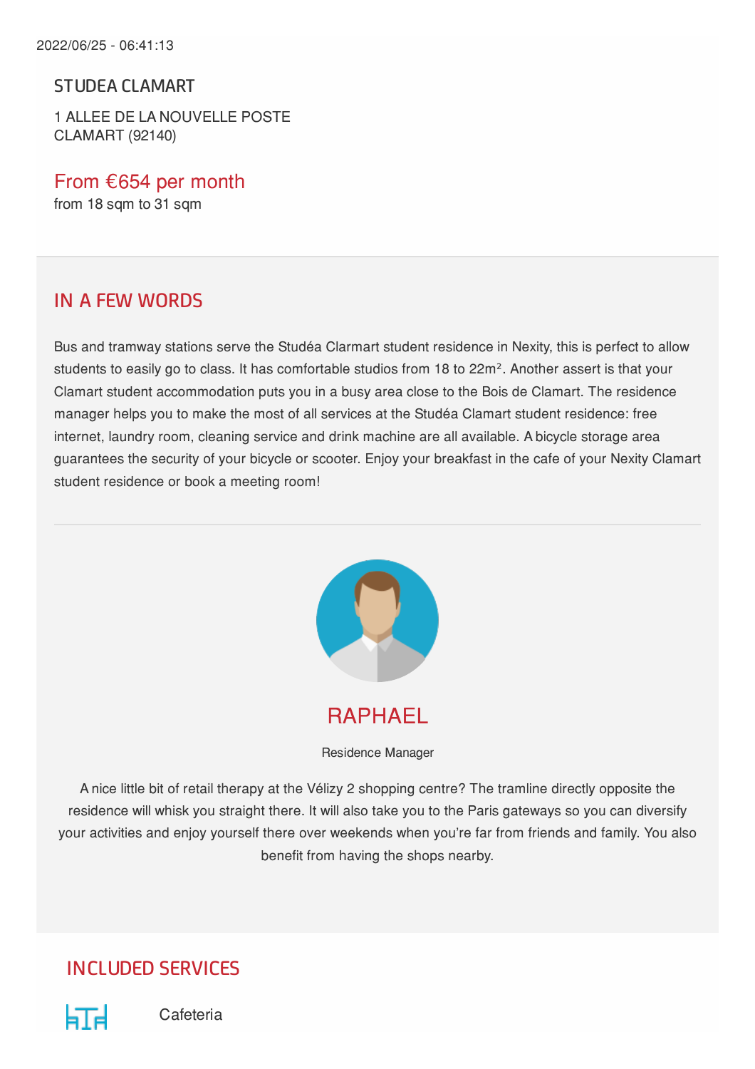2022/06/25 - 06:41:13

## STUDEA CLAMART

1 ALLEE DE LA NOUVELLE POSTE
CLAMART (92140)

From €654 per month
from 18 sqm to 31 sqm

## IN A FEW WORDS

Bus and tramway stations serve the Studéa Clarmart student residence in Nexity, this is perfect to allow students to easily go to class. It has comfortable studios from 18 to 22m². Another assert is that your Clamart student accommodation puts you in a busy area close to the Bois de Clamart. The residence manager helps you to make the most of all services at the Studéa Clamart student residence: free internet, laundry room, cleaning service and drink machine are all available. A bicycle storage area guarantees the security of your bicycle or scooter. Enjoy your breakfast in the cafe of your Nexity Clamart student residence or book a meeting room!

### RAPHAEL

Residence Manager

A nice little bit of retail therapy at the Vélizy 2 shopping centre? The tramline directly opposite the residence will whisk you straight there. It will also take you to the Paris gateways so you can diversify your activities and enjoy yourself there over weekends when you're far from friends and family. You also benefit from having the shops nearby.

## INCLUDED SERVICES

Cafeteria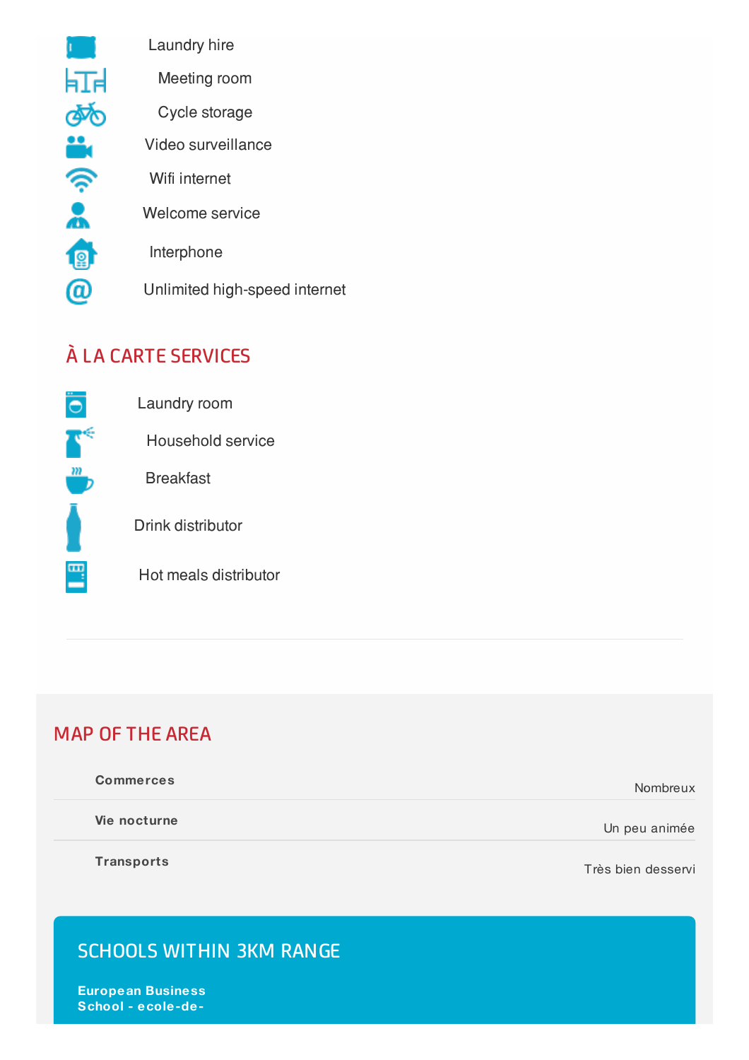- Laundry hire
- Meeting room
- Cycle storage
- Video surveillance
- Wifi internet
- Welcome service
- Interphone
- Unlimited high-speed internet

## À LA CARTE SERVICES

- Laundry room
- Household service
- Breakfast
- Drink distributor
- Hot meals distributor

---

## MAP OF THE AREA

| | |
|---|---|
| **Commerces** | Nombreux |
| **Vie nocturne** | Un peu animée |
| **Transports** | Très bien desservi |

## SCHOOLS WITHIN 3KM RANGE

**European Business School - ecole-de-**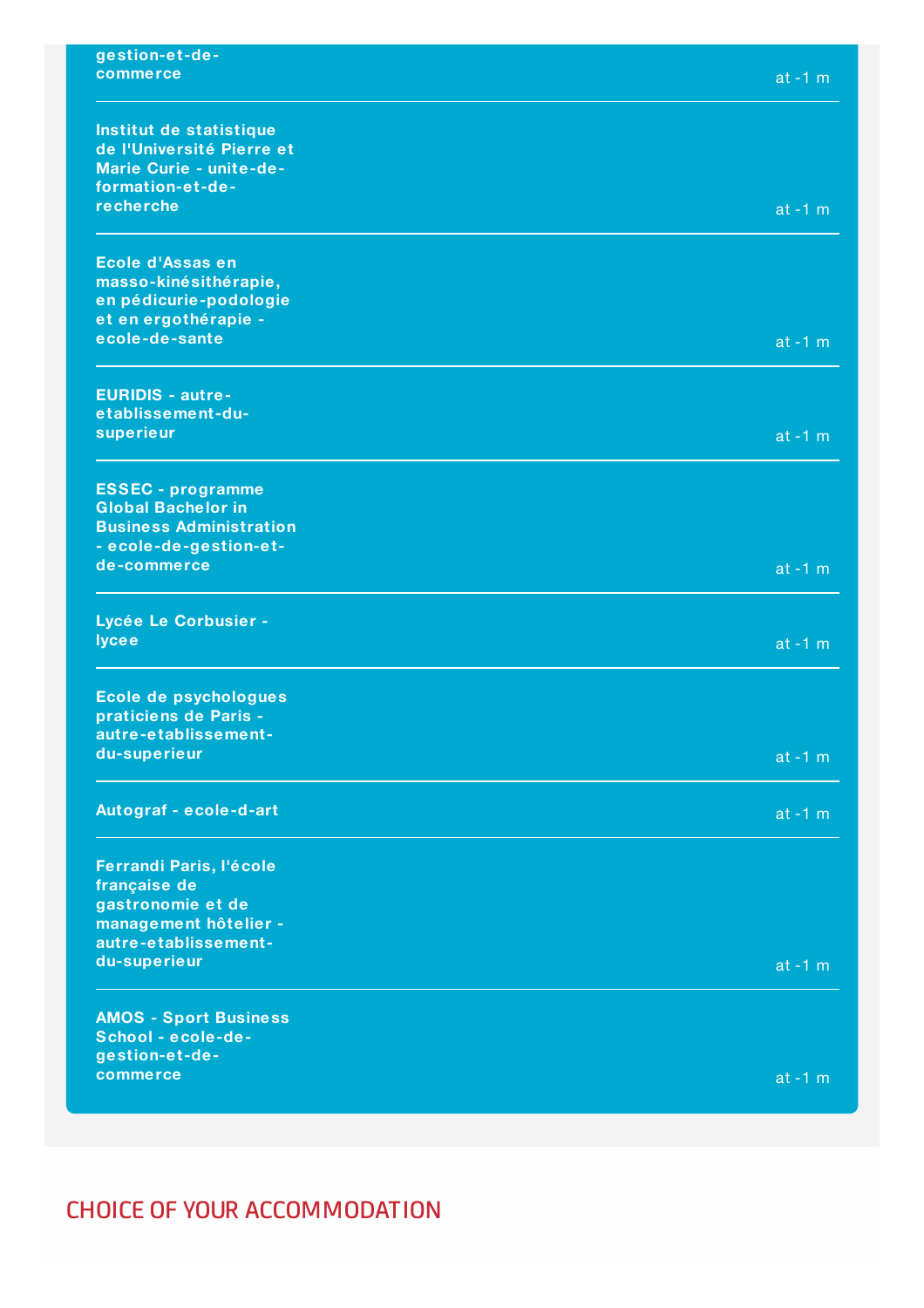**gestion-et-de-commerce** at -1 m

**Institut de statistique de l'Université Pierre et Marie Curie - unite-de-formation-et-de-recherche** at -1 m

**Ecole d'Assas en masso-kinésithérapie, en pédicurie-podologie et en ergothérapie - ecole-de-sante** at -1 m

**EURIDIS - autre-etablissement-du-superieur** at -1 m

**ESSEC - programme Global Bachelor in Business Administration - ecole-de-gestion-et-de-commerce** at -1 m

**Lycée Le Corbusier - lycee** at -1 m

**Ecole de psychologues praticiens de Paris - autre-etablissement-du-superieur** at -1 m

**Autograf - ecole-d-art** at -1 m

**Ferrandi Paris, l'école française de gastronomie et de management hôtelier - autre-etablissement-du-superieur** at -1 m

**AMOS - Sport Business School - ecole-de-gestion-et-de-commerce** at -1 m

## CHOICE OF YOUR ACCOMMODATION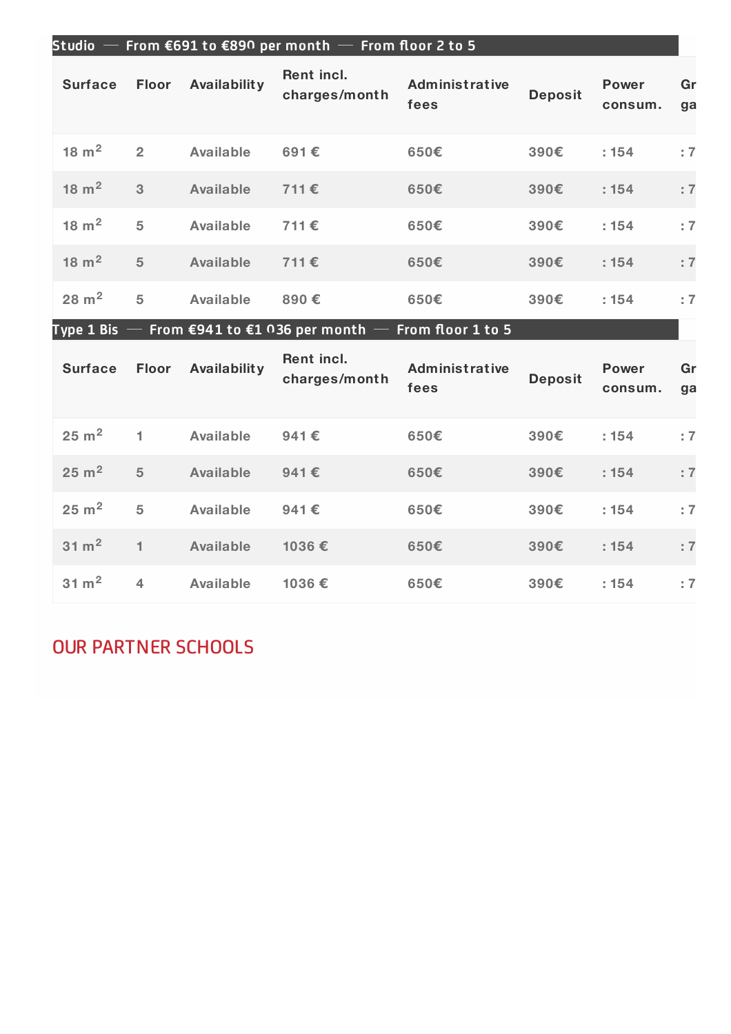Studio — From €691 to €890 per month — From floor 2 to 5

| Surface | Floor | Availability | Rent incl. charges/month | Administrative fees | Deposit | Power consum. | Gr ga |
|---|---|---|---|---|---|---|---|
| 18 $m^2$ | 2 | Available | 691 € | 650€ | 390€ | : 154 | : 7 |
| 18 $m^2$ | 3 | Available | 711 € | 650€ | 390€ | : 154 | : 7 |
| 18 $m^2$ | 5 | Available | 711 € | 650€ | 390€ | : 154 | : 7 |
| 18 $m^2$ | 5 | Available | 711 € | 650€ | 390€ | : 154 | : 7 |
| 28 $m^2$ | 5 | Available | 890 € | 650€ | 390€ | : 154 | : 7 |

Type 1 Bis — From €941 to €1 036 per month — From floor 1 to 5

| Surface | Floor | Availability | Rent incl. charges/month | Administrative fees | Deposit | Power consum. | Gr ga |
|---|---|---|---|---|---|---|---|
| 25 $m^2$ | 1 | Available | 941 € | 650€ | 390€ | : 154 | : 7 |
| 25 $m^2$ | 5 | Available | 941 € | 650€ | 390€ | : 154 | : 7 |
| 25 $m^2$ | 5 | Available | 941 € | 650€ | 390€ | : 154 | : 7 |
| 31 $m^2$ | 1 | Available | 1036 € | 650€ | 390€ | : 154 | : 7 |
| 31 $m^2$ | 4 | Available | 1036 € | 650€ | 390€ | : 154 | : 7 |

## OUR PARTNER SCHOOLS